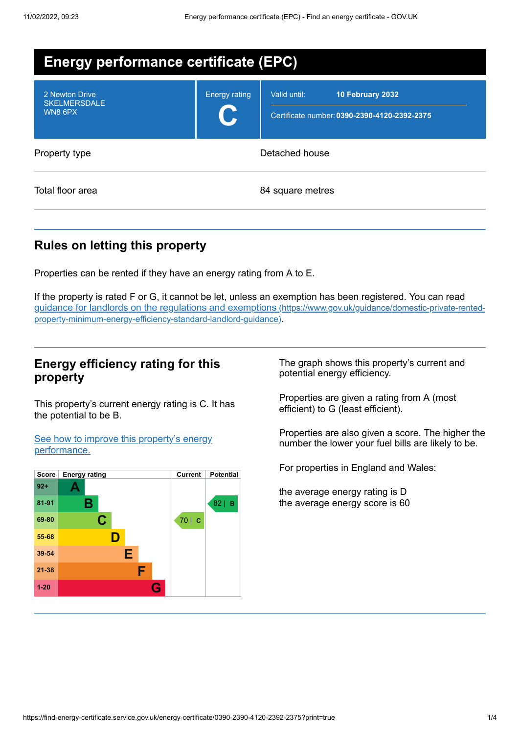# Energy performance certificate (EPC)

| | | |
|---|---|---|
| 2 Newton Drive<br>SKELMERSDALE<br>WN8 6PX | Energy rating<br>**C** | Valid until: **10 February 2032**<br>Certificate number: **0390-2390-4120-2392-2375** |

| | |
|---|---|
| Property type | Detached house |
| Total floor area | 84 square metres |

## Rules on letting this property

Properties can be rented if they have an energy rating from A to E.

If the property is rated F or G, it cannot be let, unless an exemption has been registered. You can read [guidance for landlords on the regulations and exemptions (https://www.gov.uk/guidance/domestic-private-rented-property-minimum-energy-efficiency-standard-landlord-guidance)](https://www.gov.uk/guidance/domestic-private-rented-property-minimum-energy-efficiency-standard-landlord-guidance).

## Energy efficiency rating for this property

This property's current energy rating is C. It has the potential to be B.

[See how to improve this property's energy performance.]()

| Score | Energy rating | Current | Potential |
|---|---|---|---|
| 92+ | A | | |
| 81-91 | B | | 82 \| B |
| 69-80 | C | 70 \| C | |
| 55-68 | D | | |
| 39-54 | E | | |
| 21-38 | F | | |
| 1-20 | G | | |

The graph shows this property's current and potential energy efficiency.

Properties are given a rating from A (most efficient) to G (least efficient).

Properties are also given a score. The higher the number the lower your fuel bills are likely to be.

For properties in England and Wales:

the average energy rating is D
the average energy score is 60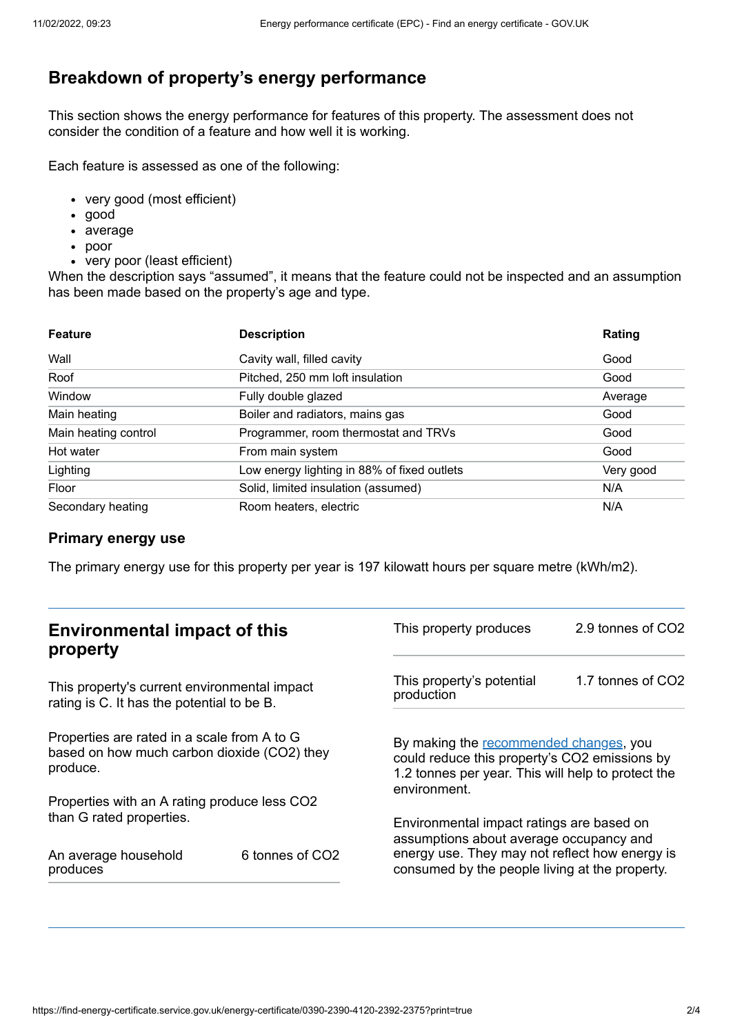## Breakdown of property's energy performance

This section shows the energy performance for features of this property. The assessment does not consider the condition of a feature and how well it is working.

Each feature is assessed as one of the following:

- very good (most efficient)
- good
- average
- poor
- very poor (least efficient)

When the description says "assumed", it means that the feature could not be inspected and an assumption has been made based on the property's age and type.

| Feature | Description | Rating |
|---|---|---|
| Wall | Cavity wall, filled cavity | Good |
| Roof | Pitched, 250 mm loft insulation | Good |
| Window | Fully double glazed | Average |
| Main heating | Boiler and radiators, mains gas | Good |
| Main heating control | Programmer, room thermostat and TRVs | Good |
| Hot water | From main system | Good |
| Lighting | Low energy lighting in 88% of fixed outlets | Very good |
| Floor | Solid, limited insulation (assumed) | N/A |
| Secondary heating | Room heaters, electric | N/A |

### Primary energy use

The primary energy use for this property per year is 197 kilowatt hours per square metre (kWh/m2).

## Environmental impact of this property

This property's current environmental impact rating is C. It has the potential to be B.

Properties are rated in a scale from A to G based on how much carbon dioxide ($CO_2$) they produce.

Properties with an A rating produce less $CO_2$ than G rated properties.

| | |
|---|---|
| An average household produces | 6 tonnes of $CO_2$ |
| This property produces | 2.9 tonnes of $CO_2$ |
| This property's potential production | 1.7 tonnes of $CO_2$ |

By making the recommended changes, you could reduce this property's $CO_2$ emissions by 1.2 tonnes per year. This will help to protect the environment.

Environmental impact ratings are based on assumptions about average occupancy and energy use. They may not reflect how energy is consumed by the people living at the property.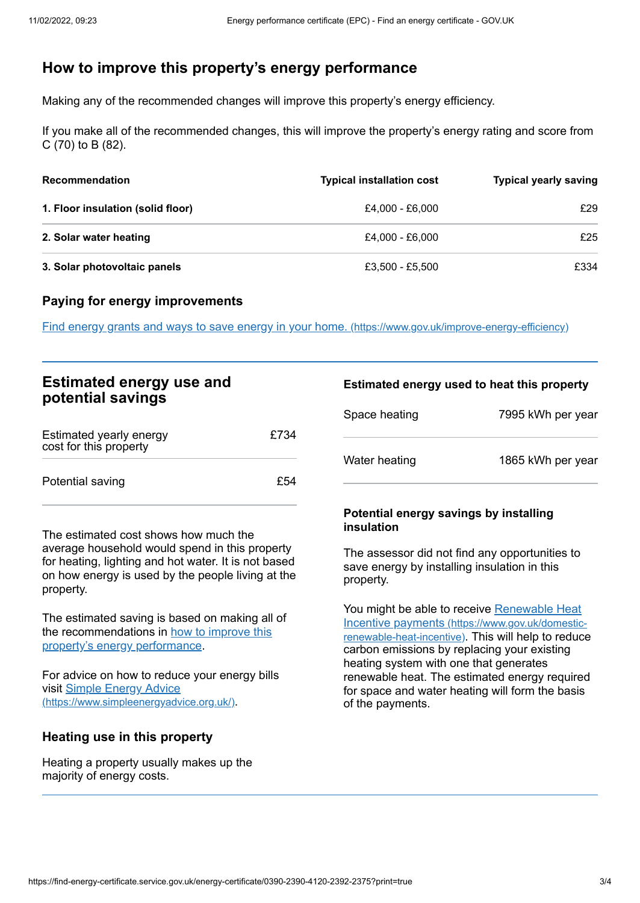## How to improve this property's energy performance

Making any of the recommended changes will improve this property's energy efficiency.

If you make all of the recommended changes, this will improve the property's energy rating and score from C (70) to B (82).

| Recommendation | Typical installation cost | Typical yearly saving |
|---|---|---|
| **1. Floor insulation (solid floor)** | £4,000 - £6,000 | £29 |
| **2. Solar water heating** | £4,000 - £6,000 | £25 |
| **3. Solar photovoltaic panels** | £3,500 - £5,500 | £334 |

### Paying for energy improvements

[Find energy grants and ways to save energy in your home. (https://www.gov.uk/improve-energy-efficiency)](https://www.gov.uk/improve-energy-efficiency)

## Estimated energy use and potential savings

| | |
|---|---|
| Estimated yearly energy cost for this property | £734 |
| Potential saving | £54 |

The estimated cost shows how much the average household would spend in this property for heating, lighting and hot water. It is not based on how energy is used by the people living at the property.

The estimated saving is based on making all of the recommendations in [how to improve this property's energy performance](#).

For advice on how to reduce your energy bills visit [Simple Energy Advice (https://www.simpleenergyadvice.org.uk/)](https://www.simpleenergyadvice.org.uk/).

### Heating use in this property

Heating a property usually makes up the majority of energy costs.

### Estimated energy used to heat this property

| | |
|---|---|
| Space heating | 7995 kWh per year |
| Water heating | 1865 kWh per year |

### Potential energy savings by installing insulation

The assessor did not find any opportunities to save energy by installing insulation in this property.

You might be able to receive [Renewable Heat Incentive payments (https://www.gov.uk/domestic-renewable-heat-incentive)](https://www.gov.uk/domestic-renewable-heat-incentive). This will help to reduce carbon emissions by replacing your existing heating system with one that generates renewable heat. The estimated energy required for space and water heating will form the basis of the payments.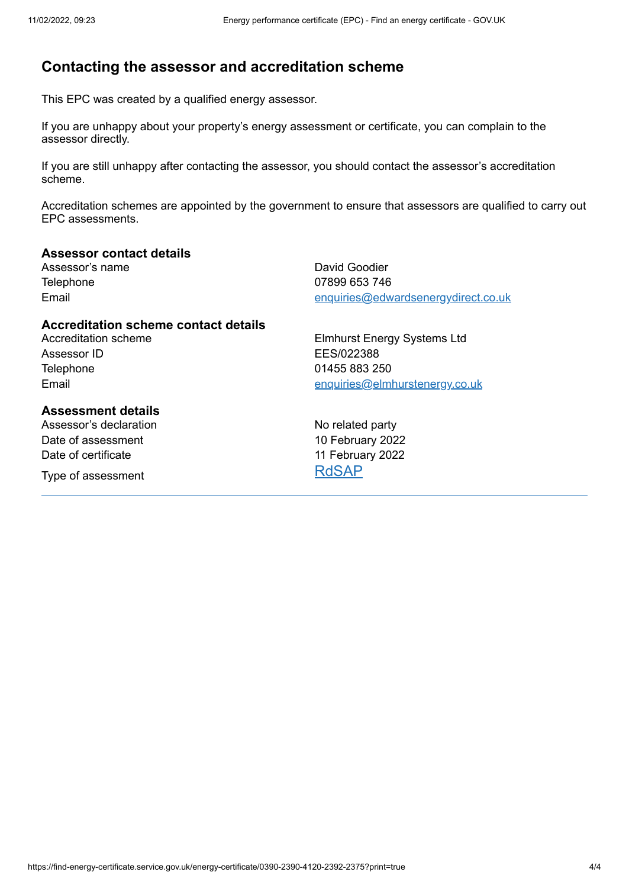## Contacting the assessor and accreditation scheme

This EPC was created by a qualified energy assessor.

If you are unhappy about your property's energy assessment or certificate, you can complain to the assessor directly.

If you are still unhappy after contacting the assessor, you should contact the assessor's accreditation scheme.

Accreditation schemes are appointed by the government to ensure that assessors are qualified to carry out EPC assessments.

### Assessor contact details

| | |
|---|---|
| Assessor's name | David Goodier |
| Telephone | 07899 653 746 |
| Email | enquiries@edwardsenergydirect.co.uk |

### Accreditation scheme contact details

| | |
|---|---|
| Accreditation scheme | Elmhurst Energy Systems Ltd |
| Assessor ID | EES/022388 |
| Telephone | 01455 883 250 |
| Email | enquiries@elmhurstenergy.co.uk |

### Assessment details

| | |
|---|---|
| Assessor's declaration | No related party |
| Date of assessment | 10 February 2022 |
| Date of certificate | 11 February 2022 |
| Type of assessment | RdSAP |